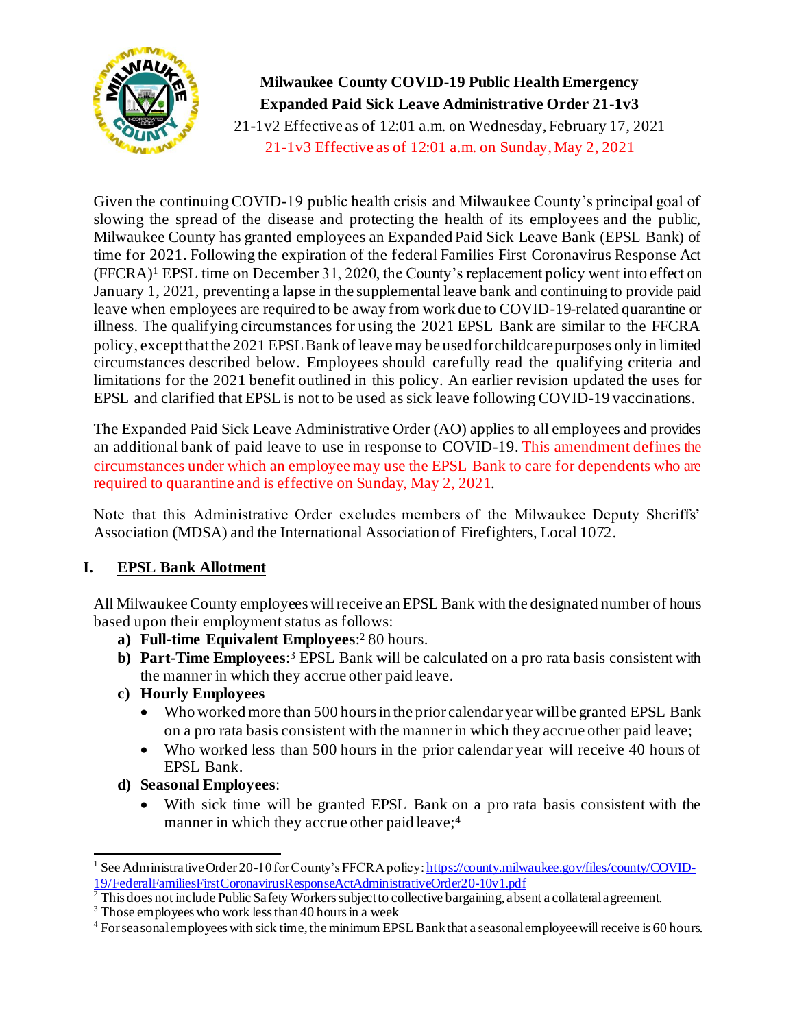**Milwaukee County COVID-19 Public Health Emergency**
**Expanded Paid Sick Leave Administrative Order 21-1v3**

21-1v2 Effective as of 12:01 a.m. on Wednesday, February 17, 2021

21-1v3 Effective as of 12:01 a.m. on Sunday, May 2, 2021

---

Given the continuing COVID-19 public health crisis and Milwaukee County's principal goal of slowing the spread of the disease and protecting the health of its employees and the public, Milwaukee County has granted employees an Expanded Paid Sick Leave Bank (EPSL Bank) of time for 2021. Following the expiration of the federal Families First Coronavirus Response Act (FFCRA)[1] EPSL time on December 31, 2020, the County's replacement policy went into effect on January 1, 2021, preventing a lapse in the supplemental leave bank and continuing to provide paid leave when employees are required to be away from work due to COVID-19-related quarantine or illness. The qualifying circumstances for using the 2021 EPSL Bank are similar to the FFCRA policy, except that the 2021 EPSL Bank of leave may be used for childcare purposes only in limited circumstances described below. Employees should carefully read the qualifying criteria and limitations for the 2021 benefit outlined in this policy. An earlier revision updated the uses for EPSL and clarified that EPSL is not to be used as sick leave following COVID-19 vaccinations.

The Expanded Paid Sick Leave Administrative Order (AO) applies to all employees and provides an additional bank of paid leave to use in response to COVID-19. This amendment defines the circumstances under which an employee may use the EPSL Bank to care for dependents who are required to quarantine and is effective on Sunday, May 2, 2021.

Note that this Administrative Order excludes members of the Milwaukee Deputy Sheriffs' Association (MDSA) and the International Association of Firefighters, Local 1072.

## I. EPSL Bank Allotment

All Milwaukee County employees will receive an EPSL Bank with the designated number of hours based upon their employment status as follows:

- **a) Full-time Equivalent Employees**:[2] 80 hours.
- **b) Part-Time Employees**:[3] EPSL Bank will be calculated on a pro rata basis consistent with the manner in which they accrue other paid leave.
- **c) Hourly Employees**
  - Who worked more than 500 hours in the prior calendar year will be granted EPSL Bank on a pro rata basis consistent with the manner in which they accrue other paid leave;
  - Who worked less than 500 hours in the prior calendar year will receive 40 hours of EPSL Bank.
- **d) Seasonal Employees**:
  - With sick time will be granted EPSL Bank on a pro rata basis consistent with the manner in which they accrue other paid leave;[4]

---

[1] See Administrative Order 20-10 for County's FFCRA policy: https://county.milwaukee.gov/files/county/COVID-19/FederalFamiliesFirstCoronavirusResponseActAdministrativeOrder20-10v1.pdf

[2] This does not include Public Safety Workers subject to collective bargaining, absent a collateral agreement.

[3] Those employees who work less than 40 hours in a week

[4] For seasonal employees with sick time, the minimum EPSL Bank that a seasonal employee will receive is 60 hours.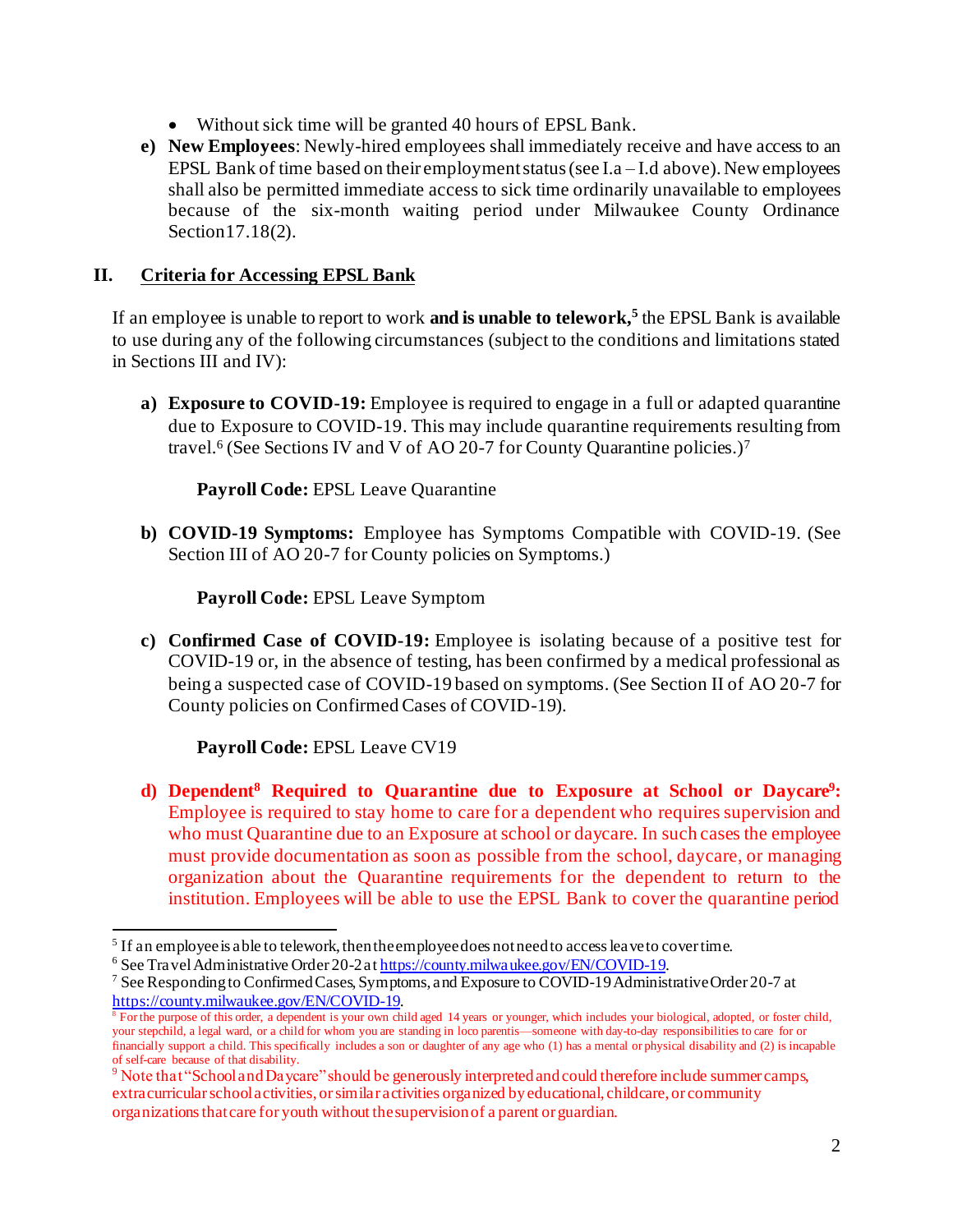- Without sick time will be granted 40 hours of EPSL Bank.

**e) New Employees**: Newly-hired employees shall immediately receive and have access to an EPSL Bank of time based on their employment status (see I.a – I.d above). New employees shall also be permitted immediate access to sick time ordinarily unavailable to employees because of the six-month waiting period under Milwaukee County Ordinance Section17.18(2).

## II. Criteria for Accessing EPSL Bank

If an employee is unable to report to work **and is unable to telework,**[5] the EPSL Bank is available to use during any of the following circumstances (subject to the conditions and limitations stated in Sections III and IV):

**a) Exposure to COVID-19:** Employee is required to engage in a full or adapted quarantine due to Exposure to COVID-19. This may include quarantine requirements resulting from travel.[6] (See Sections IV and V of AO 20-7 for County Quarantine policies.)[7]

**Payroll Code:** EPSL Leave Quarantine

**b) COVID-19 Symptoms:** Employee has Symptoms Compatible with COVID-19. (See Section III of AO 20-7 for County policies on Symptoms.)

**Payroll Code:** EPSL Leave Symptom

**c) Confirmed Case of COVID-19:** Employee is isolating because of a positive test for COVID-19 or, in the absence of testing, has been confirmed by a medical professional as being a suspected case of COVID-19 based on symptoms. (See Section II of AO 20-7 for County policies on Confirmed Cases of COVID-19).

**Payroll Code:** EPSL Leave CV19

**d) Dependent[8] Required to Quarantine due to Exposure at School or Daycare[9]:** Employee is required to stay home to care for a dependent who requires supervision and who must Quarantine due to an Exposure at school or daycare. In such cases the employee must provide documentation as soon as possible from the school, daycare, or managing organization about the Quarantine requirements for the dependent to return to the institution. Employees will be able to use the EPSL Bank to cover the quarantine period

---

[5] If an employee is able to telework, then the employee does not need to access leave to cover time.

[6] See Travel Administrative Order 20-2 at https://county.milwaukee.gov/EN/COVID-19.

[7] See Responding to Confirmed Cases, Symptoms, and Exposure to COVID-19 Administrative Order 20-7 at https://county.milwaukee.gov/EN/COVID-19.

[8] For the purpose of this order, a dependent is your own child aged 14 years or younger, which includes your biological, adopted, or foster child, your stepchild, a legal ward, or a child for whom you are standing in loco parentis—someone with day-to-day responsibilities to care for or financially support a child. This specifically includes a son or daughter of any age who (1) has a mental or physical disability and (2) is incapable of self-care because of that disability.

[9] Note that "School and Daycare" should be generously interpreted and could therefore include summer camps, extracurricular school activities, or similar activities organized by educational, childcare, or community organizations that care for youth without the supervision of a parent or guardian.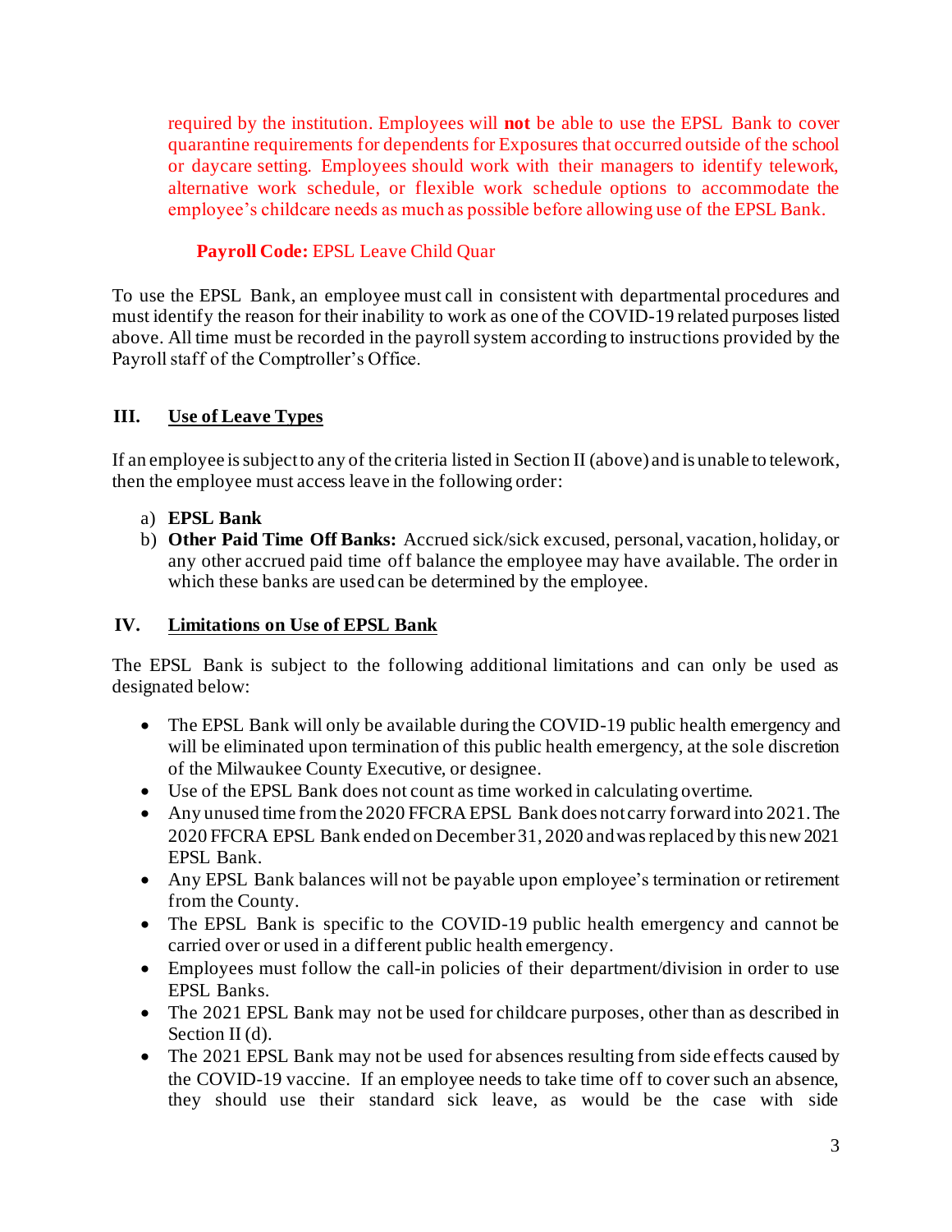required by the institution. Employees will **not** be able to use the EPSL Bank to cover quarantine requirements for dependents for Exposures that occurred outside of the school or daycare setting. Employees should work with their managers to identify telework, alternative work schedule, or flexible work schedule options to accommodate the employee's childcare needs as much as possible before allowing use of the EPSL Bank.

**Payroll Code:** EPSL Leave Child Quar

To use the EPSL Bank, an employee must call in consistent with departmental procedures and must identify the reason for their inability to work as one of the COVID-19 related purposes listed above. All time must be recorded in the payroll system according to instructions provided by the Payroll staff of the Comptroller's Office.

## III. Use of Leave Types

If an employee is subject to any of the criteria listed in Section II (above) and is unable to telework, then the employee must access leave in the following order:

a) **EPSL Bank**
b) **Other Paid Time Off Banks:** Accrued sick/sick excused, personal, vacation, holiday, or any other accrued paid time off balance the employee may have available. The order in which these banks are used can be determined by the employee.

## IV. Limitations on Use of EPSL Bank

The EPSL Bank is subject to the following additional limitations and can only be used as designated below:

- The EPSL Bank will only be available during the COVID-19 public health emergency and will be eliminated upon termination of this public health emergency, at the sole discretion of the Milwaukee County Executive, or designee.
- Use of the EPSL Bank does not count as time worked in calculating overtime.
- Any unused time from the 2020 FFCRA EPSL Bank does not carry forward into 2021. The 2020 FFCRA EPSL Bank ended on December 31, 2020 and was replaced by this new 2021 EPSL Bank.
- Any EPSL Bank balances will not be payable upon employee's termination or retirement from the County.
- The EPSL Bank is specific to the COVID-19 public health emergency and cannot be carried over or used in a different public health emergency.
- Employees must follow the call-in policies of their department/division in order to use EPSL Banks.
- The 2021 EPSL Bank may not be used for childcare purposes, other than as described in Section II (d).
- The 2021 EPSL Bank may not be used for absences resulting from side effects caused by the COVID-19 vaccine. If an employee needs to take time off to cover such an absence, they should use their standard sick leave, as would be the case with side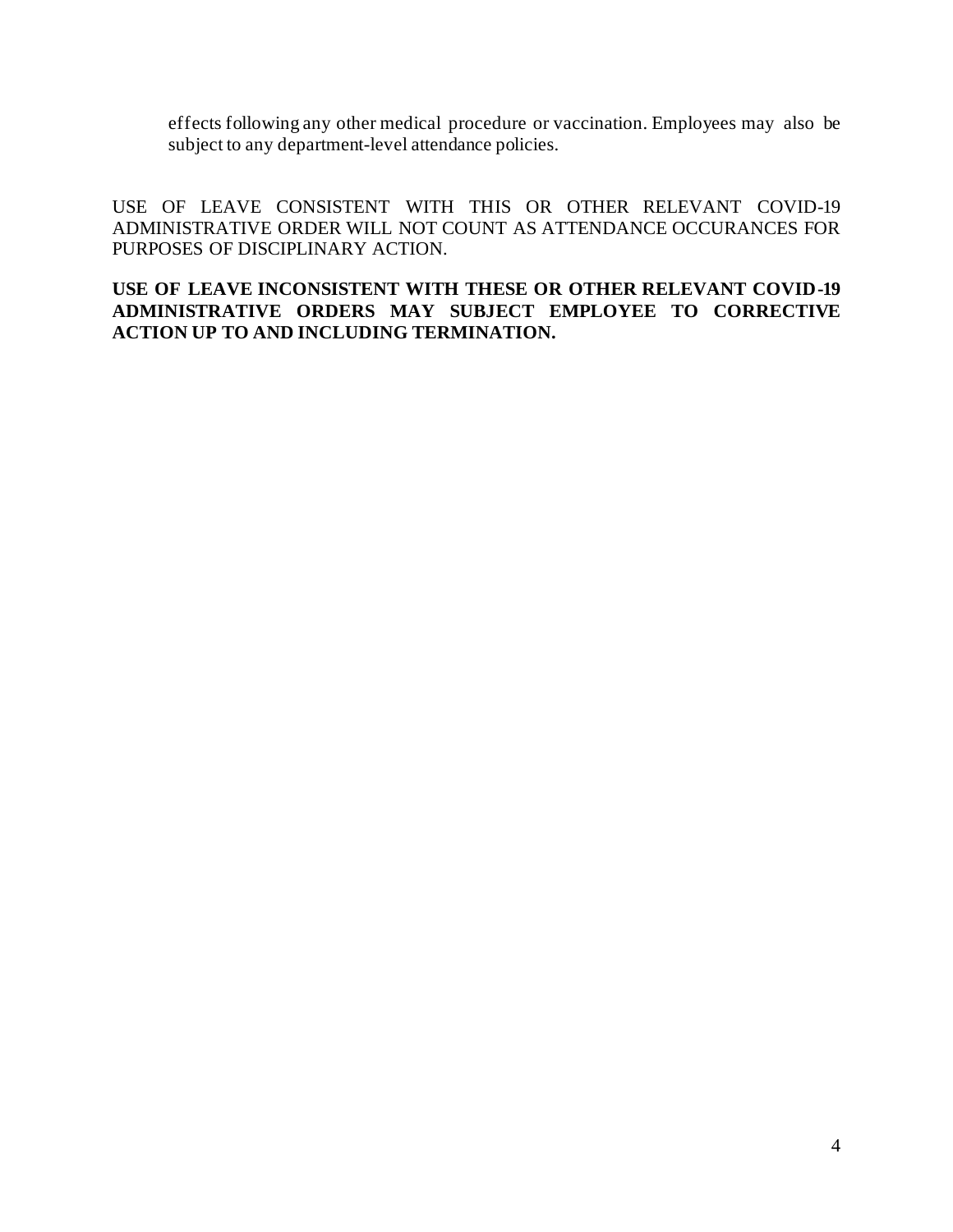effects following any other medical procedure or vaccination. Employees may also be subject to any department-level attendance policies.

USE OF LEAVE CONSISTENT WITH THIS OR OTHER RELEVANT COVID-19 ADMINISTRATIVE ORDER WILL NOT COUNT AS ATTENDANCE OCCURANCES FOR PURPOSES OF DISCIPLINARY ACTION.

**USE OF LEAVE INCONSISTENT WITH THESE OR OTHER RELEVANT COVID-19 ADMINISTRATIVE ORDERS MAY SUBJECT EMPLOYEE TO CORRECTIVE ACTION UP TO AND INCLUDING TERMINATION.**